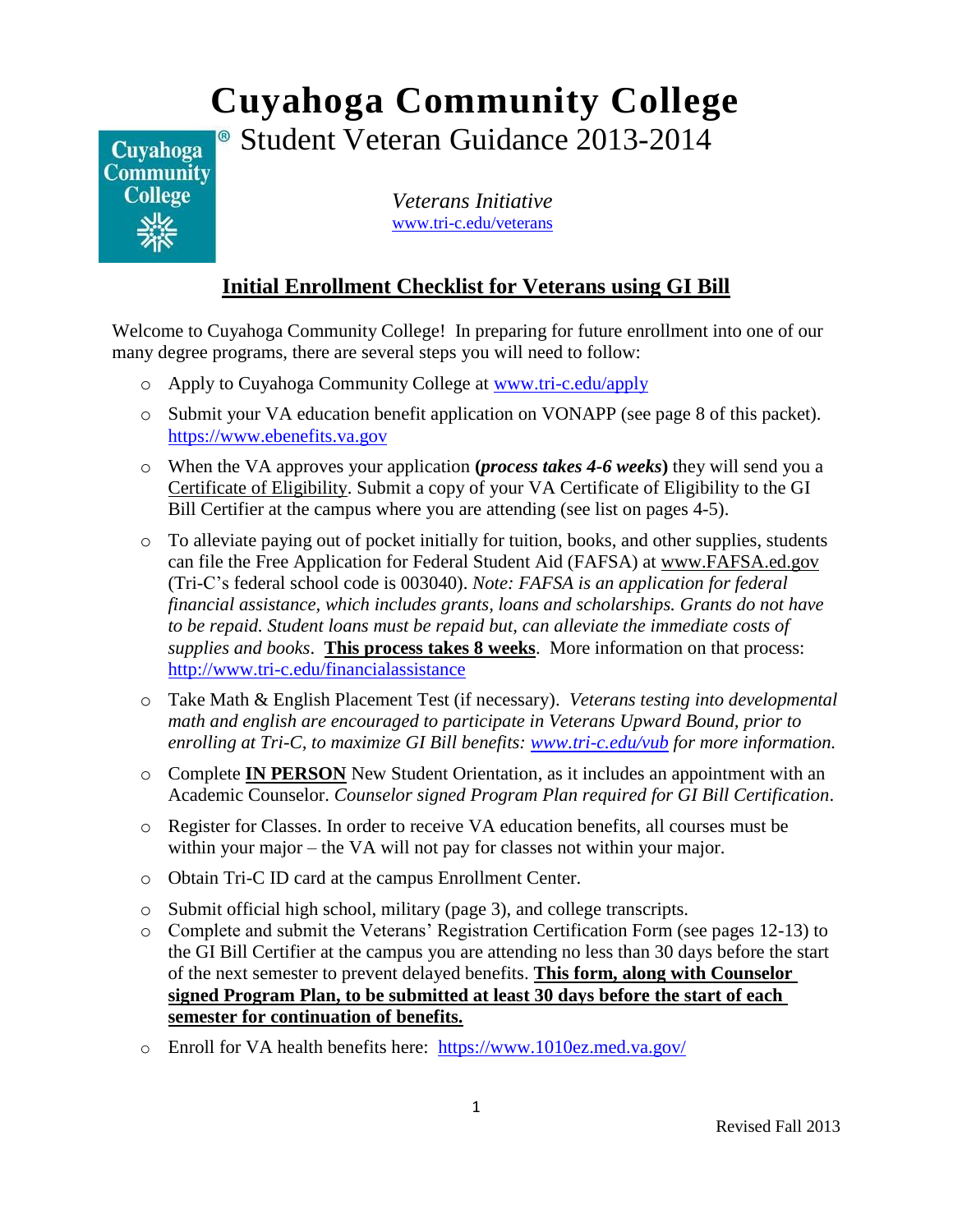# Cuyahoga Community College

## Student Veteran Guidance 2013-2014

*Veterans Initiative*
www.tri-c.edu/veterans

## Initial Enrollment Checklist for Veterans using GI Bill

Welcome to Cuyahoga Community College! In preparing for future enrollment into one of our many degree programs, there are several steps you will need to follow:

- Apply to Cuyahoga Community College at www.tri-c.edu/apply
- Submit your VA education benefit application on VONAPP (see page 8 of this packet). https://www.ebenefits.va.gov
- When the VA approves your application **(*process takes 4-6 weeks*)** they will send you a Certificate of Eligibility. Submit a copy of your VA Certificate of Eligibility to the GI Bill Certifier at the campus where you are attending (see list on pages 4-5).
- To alleviate paying out of pocket initially for tuition, books, and other supplies, students can file the Free Application for Federal Student Aid (FAFSA) at www.FAFSA.ed.gov (Tri-C's federal school code is 003040). *Note: FAFSA is an application for federal financial assistance, which includes grants, loans and scholarships. Grants do not have to be repaid. Student loans must be repaid but, can alleviate the immediate costs of supplies and books*. **This process takes 8 weeks**. More information on that process: http://www.tri-c.edu/financialassistance
- Take Math & English Placement Test (if necessary). *Veterans testing into developmental math and english are encouraged to participate in Veterans Upward Bound, prior to enrolling at Tri-C, to maximize GI Bill benefits: www.tri-c.edu/vub for more information.*
- Complete **IN PERSON** New Student Orientation, as it includes an appointment with an Academic Counselor. *Counselor signed Program Plan required for GI Bill Certification*.
- Register for Classes. In order to receive VA education benefits, all courses must be within your major – the VA will not pay for classes not within your major.
- Obtain Tri-C ID card at the campus Enrollment Center.
- Submit official high school, military (page 3), and college transcripts.
- Complete and submit the Veterans' Registration Certification Form (see pages 12-13) to the GI Bill Certifier at the campus you are attending no less than 30 days before the start of the next semester to prevent delayed benefits. **This form, along with Counselor signed Program Plan, to be submitted at least 30 days before the start of each semester for continuation of benefits.**
- Enroll for VA health benefits here: https://www.1010ez.med.va.gov/

Revised Fall 2013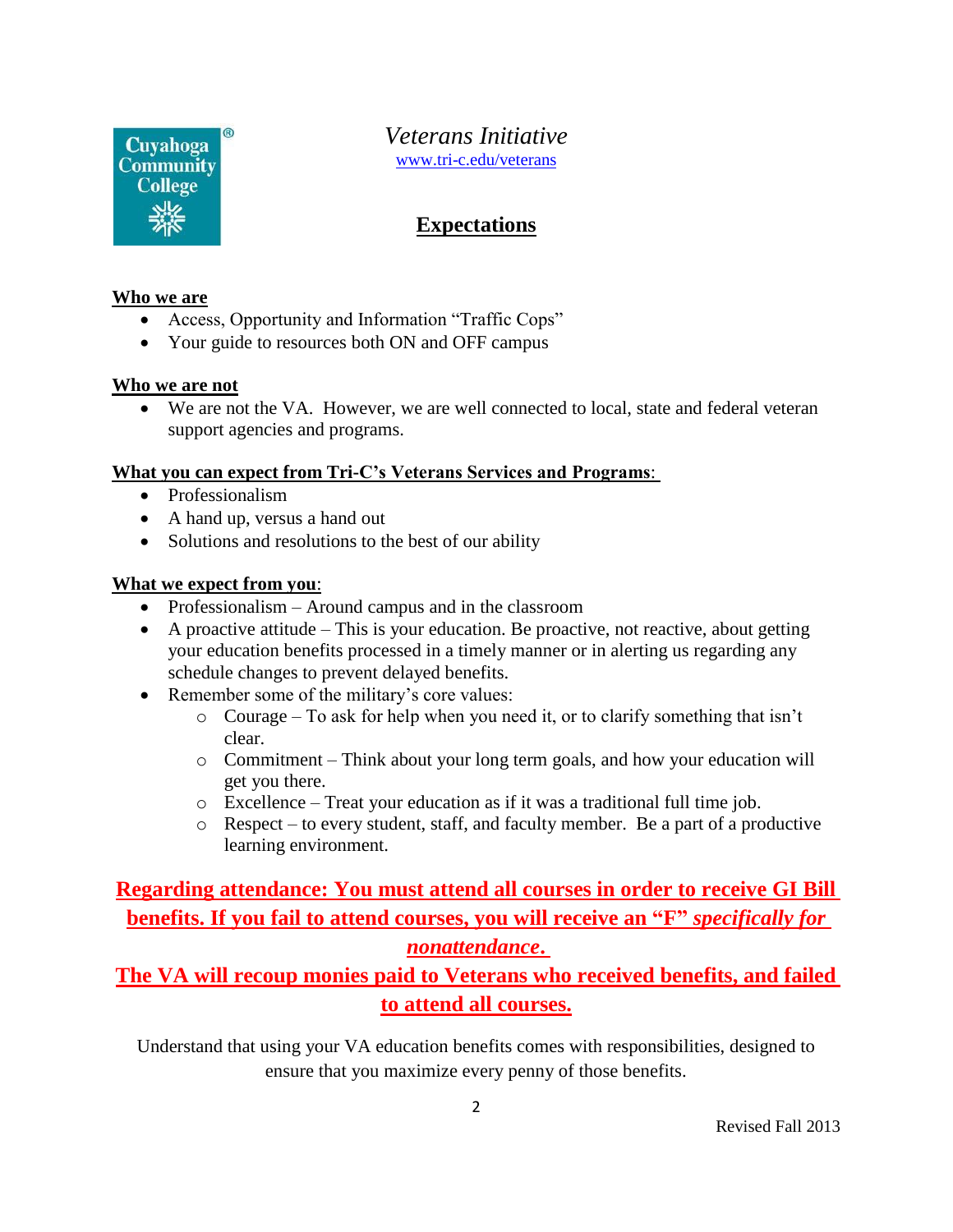Cuyahoga Community College

# *Veterans Initiative*

www.tri-c.edu/veterans

## Expectations

**Who we are**

- Access, Opportunity and Information "Traffic Cops"
- Your guide to resources both ON and OFF campus

**Who we are not**

- We are not the VA. However, we are well connected to local, state and federal veteran support agencies and programs.

**What you can expect from Tri-C's Veterans Services and Programs**:

- Professionalism
- A hand up, versus a hand out
- Solutions and resolutions to the best of our ability

**What we expect from you**:

- Professionalism – Around campus and in the classroom
- A proactive attitude – This is your education. Be proactive, not reactive, about getting your education benefits processed in a timely manner or in alerting us regarding any schedule changes to prevent delayed benefits.
- Remember some of the military's core values:
  - Courage – To ask for help when you need it, or to clarify something that isn't clear.
  - Commitment – Think about your long term goals, and how your education will get you there.
  - Excellence – Treat your education as if it was a traditional full time job.
  - Respect – to every student, staff, and faculty member. Be a part of a productive learning environment.

**Regarding attendance: You must attend all courses in order to receive GI Bill benefits. If you fail to attend courses, you will receive an "F" *specifically for nonattendance.***

**The VA will recoup monies paid to Veterans who received benefits, and failed to attend all courses.**

Understand that using your VA education benefits comes with responsibilities, designed to ensure that you maximize every penny of those benefits.

Revised Fall 2013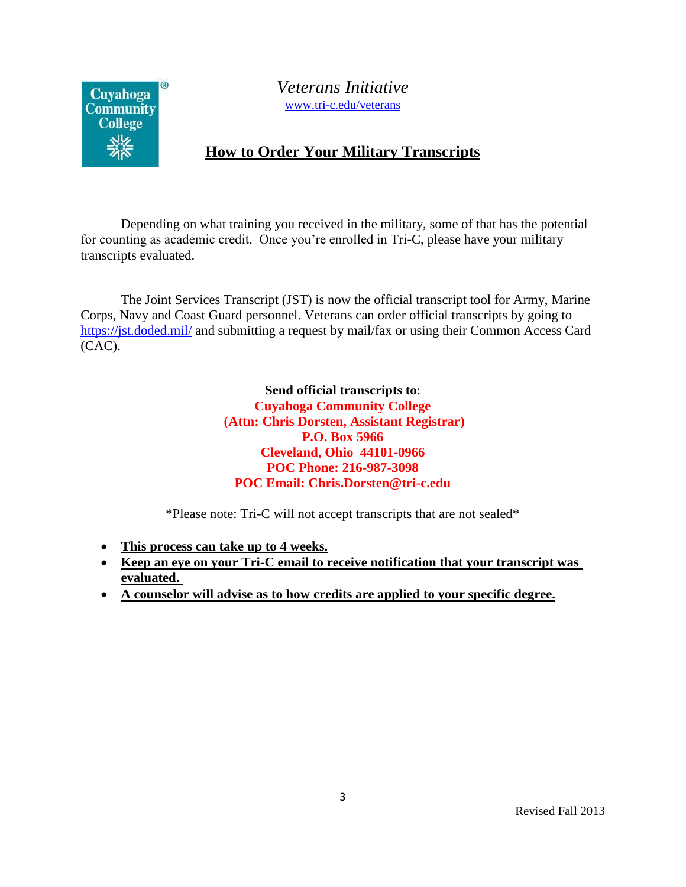*Veterans Initiative*

www.tri-c.edu/veterans

# How to Order Your Military Transcripts

Depending on what training you received in the military, some of that has the potential for counting as academic credit. Once you're enrolled in Tri-C, please have your military transcripts evaluated.

The Joint Services Transcript (JST) is now the official transcript tool for Army, Marine Corps, Navy and Coast Guard personnel. Veterans can order official transcripts by going to https://jst.doded.mil/ and submitting a request by mail/fax or using their Common Access Card (CAC).

**Send official transcripts to**:
**Cuyahoga Community College**
**(Attn: Chris Dorsten, Assistant Registrar)**
**P.O. Box 5966**
**Cleveland, Ohio 44101-0966**
**POC Phone: 216-987-3098**
**POC Email: Chris.Dorsten@tri-c.edu**

*Please note: Tri-C will not accept transcripts that are not sealed*

- **This process can take up to 4 weeks.**
- **Keep an eye on your Tri-C email to receive notification that your transcript was evaluated.**
- **A counselor will advise as to how credits are applied to your specific degree.**

Revised Fall 2013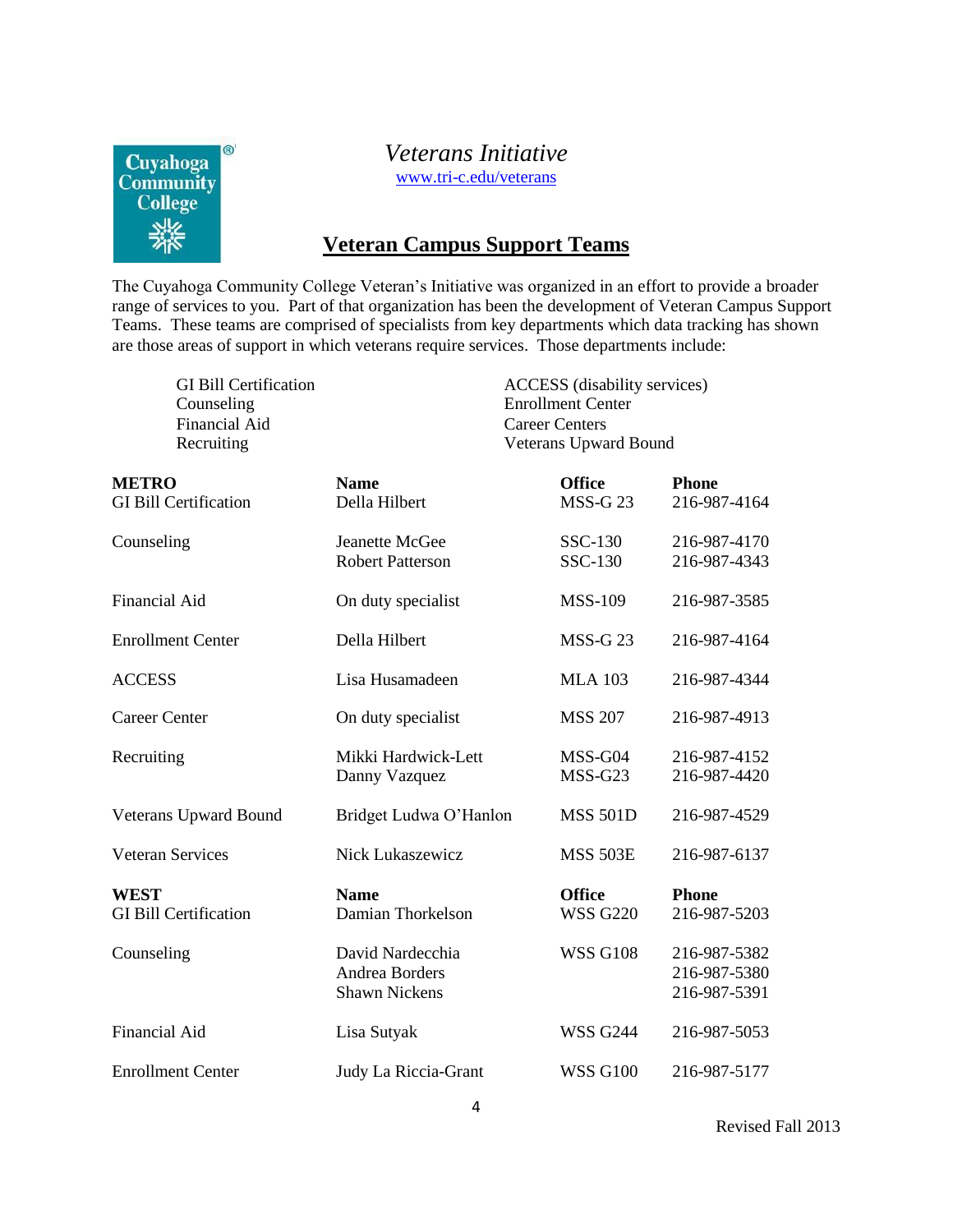# *Veterans Initiative*

www.tri-c.edu/veterans

## Veteran Campus Support Teams

The Cuyahoga Community College Veteran's Initiative was organized in an effort to provide a broader range of services to you. Part of that organization has been the development of Veteran Campus Support Teams. These teams are comprised of specialists from key departments which data tracking has shown are those areas of support in which veterans require services. Those departments include:

- GI Bill Certification
- Counseling
- Financial Aid
- Recruiting
- ACCESS (disability services)
- Enrollment Center
- Career Centers
- Veterans Upward Bound

| **METRO** | **Name** | **Office** | **Phone** |
|---|---|---|---|
| GI Bill Certification | Della Hilbert | MSS-G 23 | 216-987-4164 |
| Counseling | Jeanette McGee | SSC-130 | 216-987-4170 |
| | Robert Patterson | SSC-130 | 216-987-4343 |
| Financial Aid | On duty specialist | MSS-109 | 216-987-3585 |
| Enrollment Center | Della Hilbert | MSS-G 23 | 216-987-4164 |
| ACCESS | Lisa Husamadeen | MLA 103 | 216-987-4344 |
| Career Center | On duty specialist | MSS 207 | 216-987-4913 |
| Recruiting | Mikki Hardwick-Lett | MSS-G04 | 216-987-4152 |
| | Danny Vazquez | MSS-G23 | 216-987-4420 |
| Veterans Upward Bound | Bridget Ludwa O'Hanlon | MSS 501D | 216-987-4529 |
| Veteran Services | Nick Lukaszewicz | MSS 503E | 216-987-6137 |

| **WEST** | **Name** | **Office** | **Phone** |
|---|---|---|---|
| GI Bill Certification | Damian Thorkelson | WSS G220 | 216-987-5203 |
| Counseling | David Nardecchia | WSS G108 | 216-987-5382 |
| | Andrea Borders | | 216-987-5380 |
| | Shawn Nickens | | 216-987-5391 |
| Financial Aid | Lisa Sutyak | WSS G244 | 216-987-5053 |
| Enrollment Center | Judy La Riccia-Grant | WSS G100 | 216-987-5177 |

Revised Fall 2013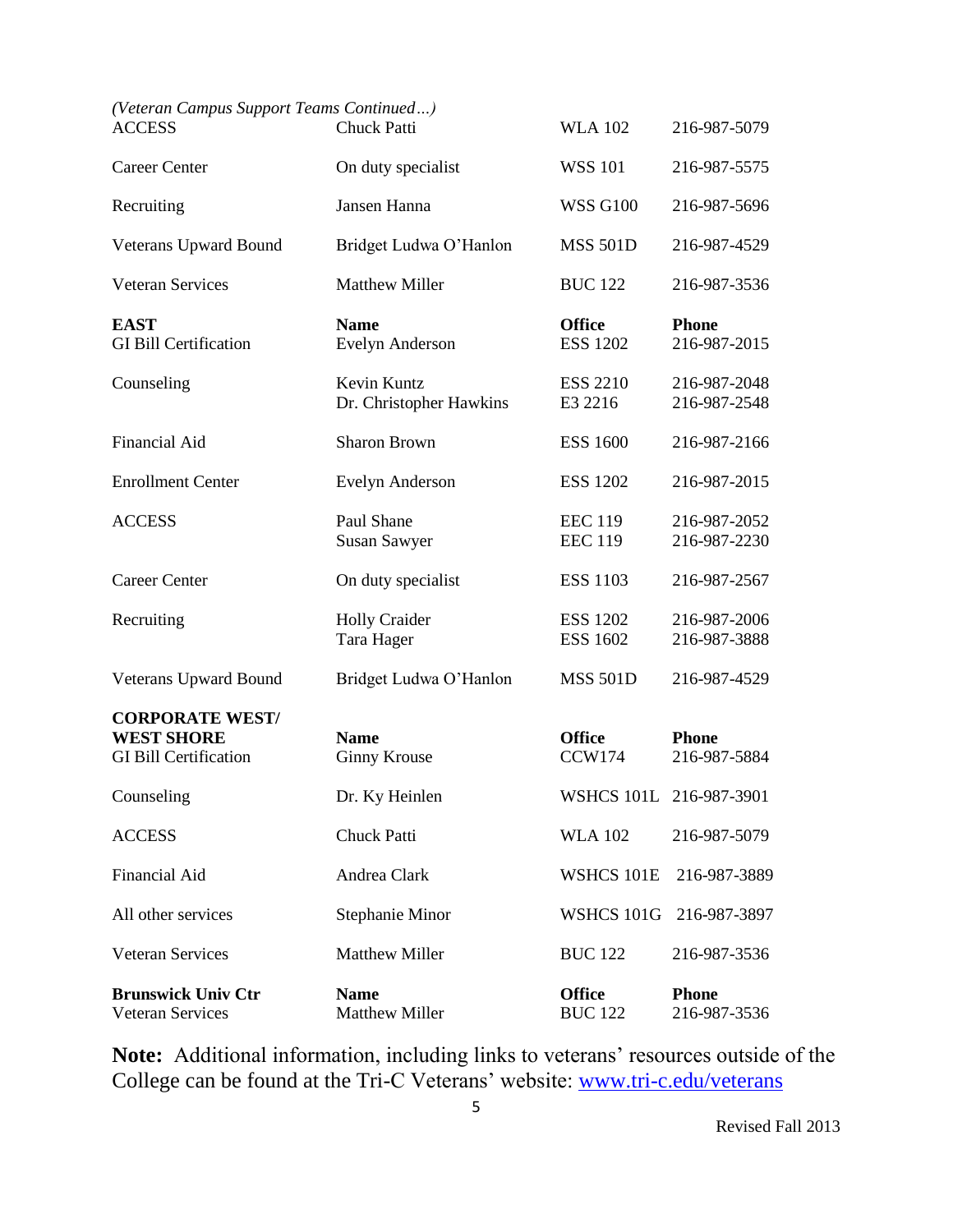*(Veteran Campus Support Teams Continued…)*

| | | | |
|---|---|---|---|
| ACCESS | Chuck Patti | WLA 102 | 216-987-5079 |
| Career Center | On duty specialist | WSS 101 | 216-987-5575 |
| Recruiting | Jansen Hanna | WSS G100 | 216-987-5696 |
| Veterans Upward Bound | Bridget Ludwa O'Hanlon | MSS 501D | 216-987-4529 |
| Veteran Services | Matthew Miller | BUC 122 | 216-987-3536 |

| **EAST** | **Name** | **Office** | **Phone** |
|---|---|---|---|
| GI Bill Certification | Evelyn Anderson | ESS 1202 | 216-987-2015 |
| Counseling | Kevin Kuntz<br>Dr. Christopher Hawkins | ESS 2210<br>E3 2216 | 216-987-2048<br>216-987-2548 |
| Financial Aid | Sharon Brown | ESS 1600 | 216-987-2166 |
| Enrollment Center | Evelyn Anderson | ESS 1202 | 216-987-2015 |
| ACCESS | Paul Shane<br>Susan Sawyer | EEC 119<br>EEC 119 | 216-987-2052<br>216-987-2230 |
| Career Center | On duty specialist | ESS 1103 | 216-987-2567 |
| Recruiting | Holly Craider<br>Tara Hager | ESS 1202<br>ESS 1602 | 216-987-2006<br>216-987-3888 |
| Veterans Upward Bound | Bridget Ludwa O'Hanlon | MSS 501D | 216-987-4529 |

| **CORPORATE WEST/ WEST SHORE** | **Name** | **Office** | **Phone** |
|---|---|---|---|
| GI Bill Certification | Ginny Krouse | CCW174 | 216-987-5884 |
| Counseling | Dr. Ky Heinlen | WSHCS 101L | 216-987-3901 |
| ACCESS | Chuck Patti | WLA 102 | 216-987-5079 |
| Financial Aid | Andrea Clark | WSHCS 101E | 216-987-3889 |
| All other services | Stephanie Minor | WSHCS 101G | 216-987-3897 |
| Veteran Services | Matthew Miller | BUC 122 | 216-987-3536 |

| **Brunswick Univ Ctr** | **Name** | **Office** | **Phone** |
|---|---|---|---|
| Veteran Services | Matthew Miller | BUC 122 | 216-987-3536 |

**Note:** Additional information, including links to veterans' resources outside of the College can be found at the Tri-C Veterans' website: www.tri-c.edu/veterans

Revised Fall 2013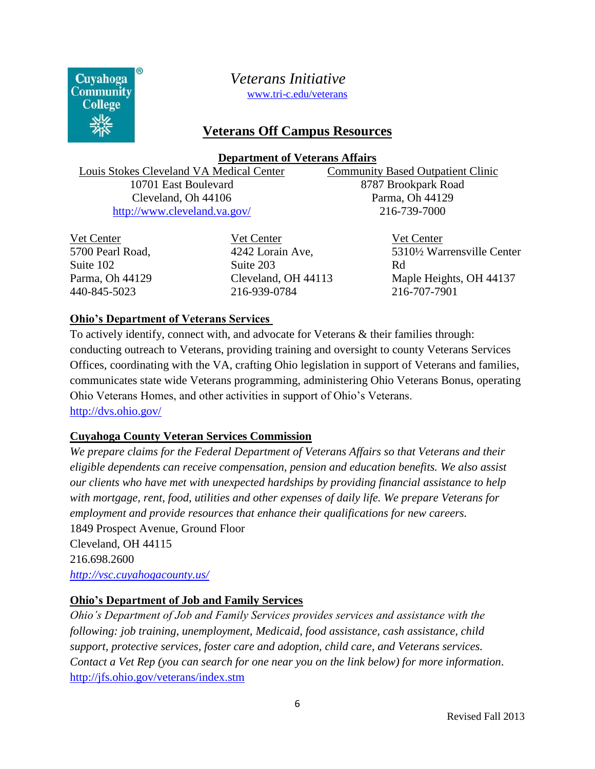Cuyahoga Community College

*Veterans Initiative*

www.tri-c.edu/veterans

# Veterans Off Campus Resources

## Department of Veterans Affairs

Louis Stokes Cleveland VA Medical Center
10701 East Boulevard
Cleveland, Oh 44106
http://www.cleveland.va.gov/

Community Based Outpatient Clinic
8787 Brookpark Road
Parma, Oh 44129
216-739-7000

Vet Center
5700 Pearl Road,
Suite 102
Parma, Oh 44129
440-845-5023

Vet Center
4242 Lorain Ave,
Suite 203
Cleveland, OH 44113
216-939-0784

Vet Center
5310½ Warrensville Center Rd
Maple Heights, OH 44137
216-707-7901

## Ohio's Department of Veterans Services

To actively identify, connect with, and advocate for Veterans & their families through: conducting outreach to Veterans, providing training and oversight to county Veterans Services Offices, coordinating with the VA, crafting Ohio legislation in support of Veterans and families, communicates state wide Veterans programming, administering Ohio Veterans Bonus, operating Ohio Veterans Homes, and other activities in support of Ohio's Veterans.
http://dvs.ohio.gov/

## Cuyahoga County Veteran Services Commission

*We prepare claims for the Federal Department of Veterans Affairs so that Veterans and their eligible dependents can receive compensation, pension and education benefits. We also assist our clients who have met with unexpected hardships by providing financial assistance to help with mortgage, rent, food, utilities and other expenses of daily life. We prepare Veterans for employment and provide resources that enhance their qualifications for new careers.*
1849 Prospect Avenue, Ground Floor
Cleveland, OH 44115
216.698.2600
*http://vsc.cuyahogacounty.us/*

## Ohio's Department of Job and Family Services

*Ohio's Department of Job and Family Services provides services and assistance with the following: job training, unemployment, Medicaid, food assistance, cash assistance, child support, protective services, foster care and adoption, child care, and Veterans services. Contact a Vet Rep (you can search for one near you on the link below) for more information.*
http://jfs.ohio.gov/veterans/index.stm

Revised Fall 2013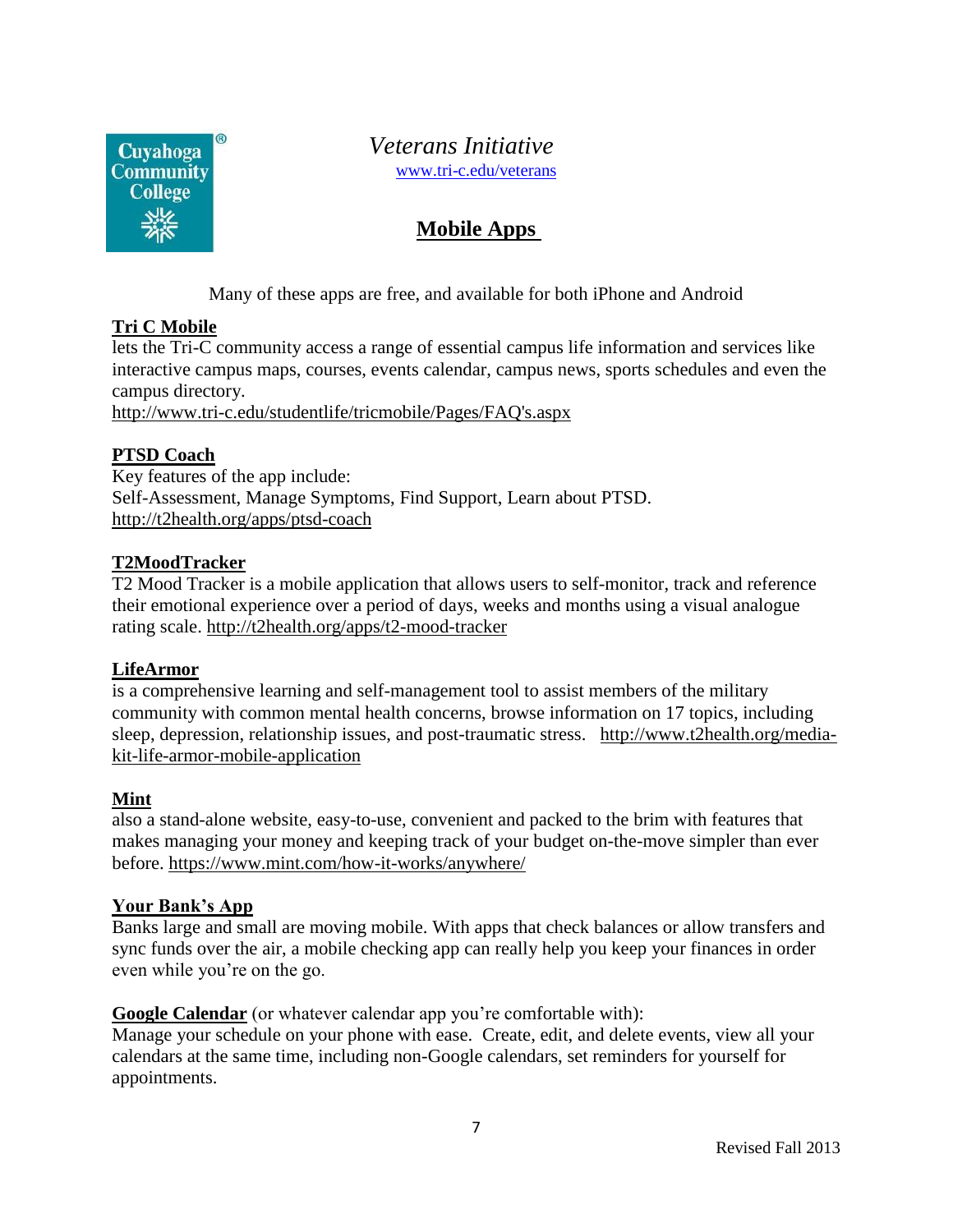Cuyahoga Community College®

*Veterans Initiative*

www.tri-c.edu/veterans

# Mobile Apps

Many of these apps are free, and available for both iPhone and Android

## Tri C Mobile

lets the Tri-C community access a range of essential campus life information and services like interactive campus maps, courses, events calendar, campus news, sports schedules and even the campus directory.

http://www.tri-c.edu/studentlife/tricmobile/Pages/FAQ's.aspx

## PTSD Coach

Key features of the app include:
Self-Assessment, Manage Symptoms, Find Support, Learn about PTSD.
http://t2health.org/apps/ptsd-coach

## T2MoodTracker

T2 Mood Tracker is a mobile application that allows users to self-monitor, track and reference their emotional experience over a period of days, weeks and months using a visual analogue rating scale. http://t2health.org/apps/t2-mood-tracker

## LifeArmor

is a comprehensive learning and self-management tool to assist members of the military community with common mental health concerns, browse information on 17 topics, including sleep, depression, relationship issues, and post-traumatic stress. http://www.t2health.org/media-kit-life-armor-mobile-application

## Mint

also a stand-alone website, easy-to-use, convenient and packed to the brim with features that makes managing your money and keeping track of your budget on-the-move simpler than ever before. https://www.mint.com/how-it-works/anywhere/

## Your Bank's App

Banks large and small are moving mobile. With apps that check balances or allow transfers and sync funds over the air, a mobile checking app can really help you keep your finances in order even while you're on the go.

**Google Calendar** (or whatever calendar app you're comfortable with):
Manage your schedule on your phone with ease. Create, edit, and delete events, view all your calendars at the same time, including non-Google calendars, set reminders for yourself for appointments.

Revised Fall 2013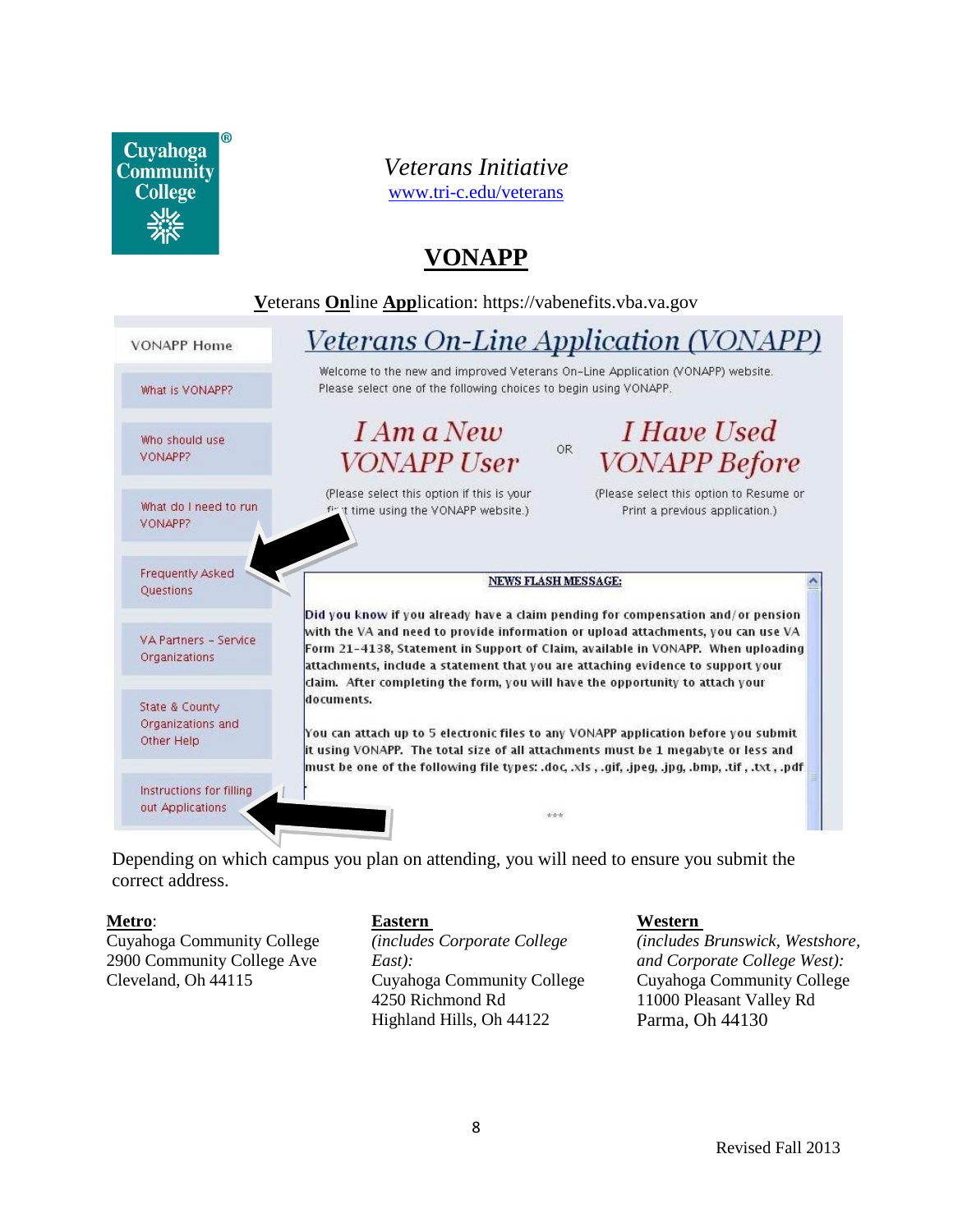*Veterans Initiative*
www.tri-c.edu/veterans

# VONAPP

**V**eterans **On**line **App**lication: https://vabenefits.vba.va.gov

VONAPP Home

What is VONAPP?

Who should use VONAPP?

What do I need to run VONAPP?

Frequently Asked Questions

VA Partners – Service Organizations

State & County Organizations and Other Help

Instructions for filling out Applications

*Veterans On-Line Application (VONAPP)*

Welcome to the new and improved Veterans On-Line Application (VONAPP) website. Please select one of the following choices to begin using VONAPP.

*I Am a New VONAPP User* (Please select this option if this is your first time using the VONAPP website.)

OR

*I Have Used VONAPP Before* (Please select this option to Resume or Print a previous application.)

**NEWS FLASH MESSAGE:**

Did you know if you already have a claim pending for compensation and/or pension with the VA and need to provide information or upload attachments, you can use VA Form 21-4138, Statement in Support of Claim, available in VONAPP. When uploading attachments, include a statement that you are attaching evidence to support your claim. After completing the form, you will have the opportunity to attach your documents.

You can attach up to 5 electronic files to any VONAPP application before you submit it using VONAPP. The total size of all attachments must be 1 megabyte or less and must be one of the following file types: .doc, .xls , .gif, .jpeg, .jpg, .bmp, .tif , .txt , .pdf

Depending on which campus you plan on attending, you will need to ensure you submit the correct address.

**Metro**:
Cuyahoga Community College
2900 Community College Ave
Cleveland, Oh 44115

**Eastern**
*(includes Corporate College East):*
Cuyahoga Community College
4250 Richmond Rd
Highland Hills, Oh 44122

**Western**
*(includes Brunswick, Westshore, and Corporate College West):*
Cuyahoga Community College
11000 Pleasant Valley Rd
Parma, Oh 44130

Revised Fall 2013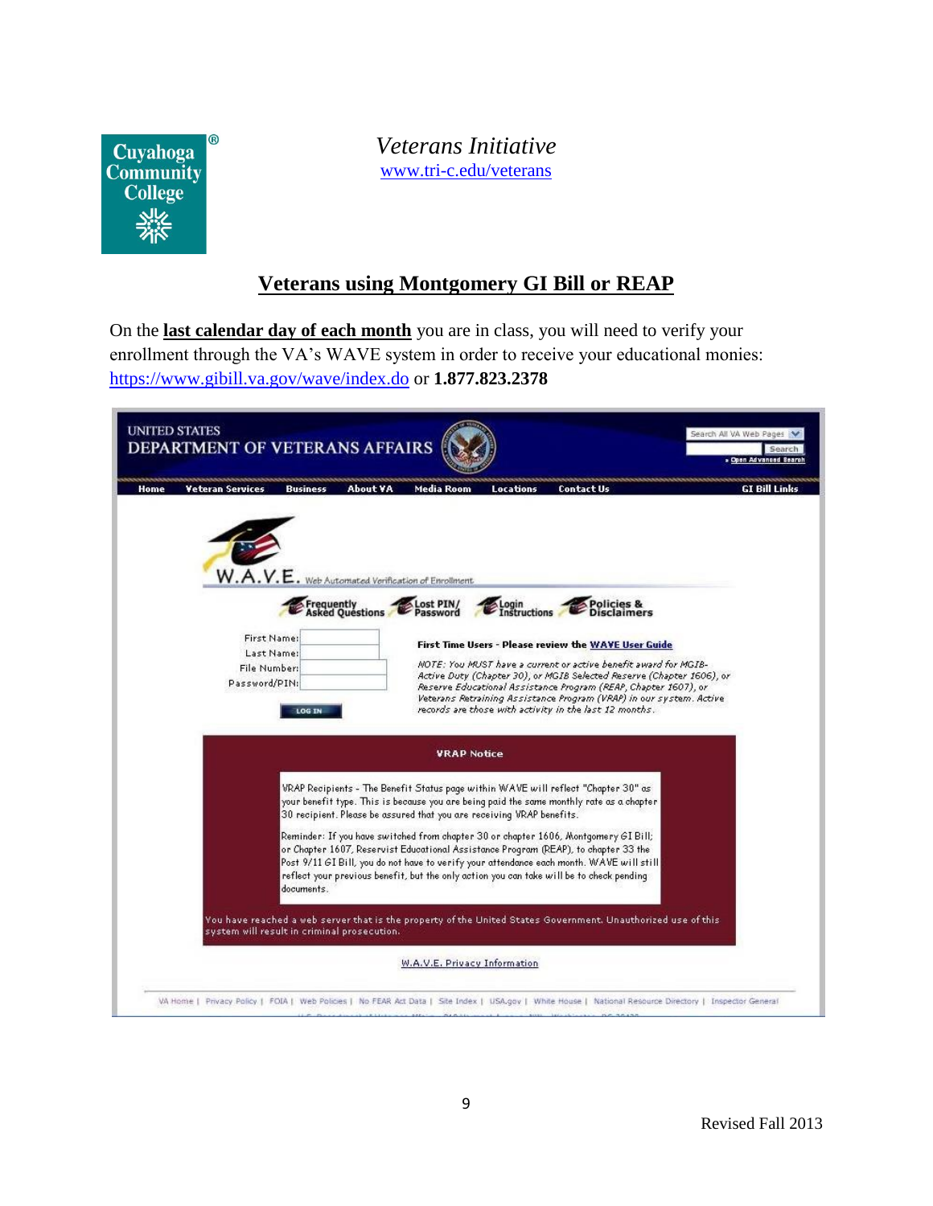Cuyahoga Community College®

*Veterans Initiative*
www.tri-c.edu/veterans

## Veterans using Montgomery GI Bill or REAP

On the **last calendar day of each month** you are in class, you will need to verify your enrollment through the VA's WAVE system in order to receive your educational monies: https://www.gibill.va.gov/wave/index.do or **1.877.823.2378**

UNITED STATES
DEPARTMENT OF VETERANS AFFAIRS

Search All VA Web Pages | Search | » Open Advanced Search

Home | Veteran Services | Business | About VA | Media Room | Locations | Contact Us | GI Bill Links

W.A.V.E. Web Automated Verification of Enrollment

Frequently Asked Questions | Lost PIN/ Password | Login Instructions | Policies & Disclaimers

First Name:
Last Name:
File Number:
Password/PIN:

LOG IN

**First Time Users - Please review the WAVE User Guide**

*NOTE: You MUST have a current or active benefit award for MGIB-Active Duty (Chapter 30), or MGIB Selected Reserve (Chapter 1606), or Reserve Educational Assistance Program (REAP, Chapter 1607), or Veterans Retraining Assistance Program (VRAP) in our system. Active records are those with activity in the last 12 months.*

**VRAP Notice**

VRAP Recipients - The Benefit Status page within WAVE will reflect "Chapter 30" as your benefit type. This is because you are being paid the same monthly rate as a chapter 30 recipient. Please be assured that you are receiving VRAP benefits.

Reminder: If you have switched from chapter 30 or chapter 1606, Montgomery GI Bill; or Chapter 1607, Reservist Educational Assistance Program (REAP), to chapter 33 the Post 9/11 GI Bill, you do not have to verify your attendance each month. WAVE will still reflect your previous benefit, but the only action you can take will be to check pending documents.

You have reached a web server that is the property of the United States Government. Unauthorized use of this system will result in criminal prosecution.

W.A.V.E. Privacy Information

VA Home | Privacy Policy | FOIA | Web Policies | No FEAR Act Data | Site Index | USA.gov | White House | National Resource Directory | Inspector General

Revised Fall 2013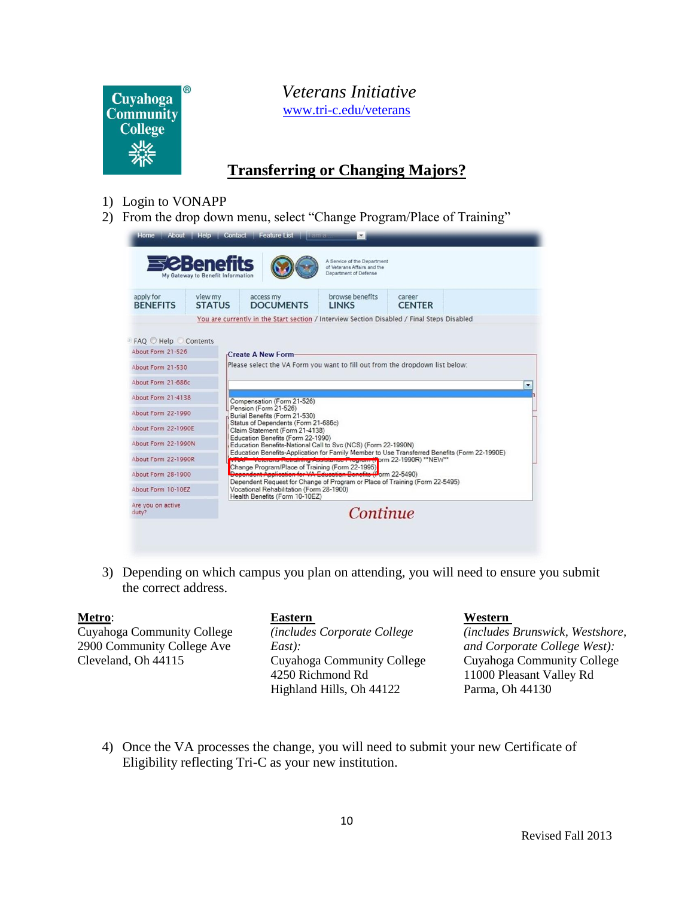Cuyahoga Community College

*Veterans Initiative*
www.tri-c.edu/veterans

# Transferring or Changing Majors?

1) Login to VONAPP
2) From the drop down menu, select "Change Program/Place of Training"

3) Depending on which campus you plan on attending, you will need to ensure you submit the correct address.

**Metro**:
Cuyahoga Community College
2900 Community College Ave
Cleveland, Oh 44115

**Eastern**
*(includes Corporate College East):*
Cuyahoga Community College
4250 Richmond Rd
Highland Hills, Oh 44122

**Western**
*(includes Brunswick, Westshore, and Corporate College West):*
Cuyahoga Community College
11000 Pleasant Valley Rd
Parma, Oh 44130

4) Once the VA processes the change, you will need to submit your new Certificate of Eligibility reflecting Tri-C as your new institution.

Revised Fall 2013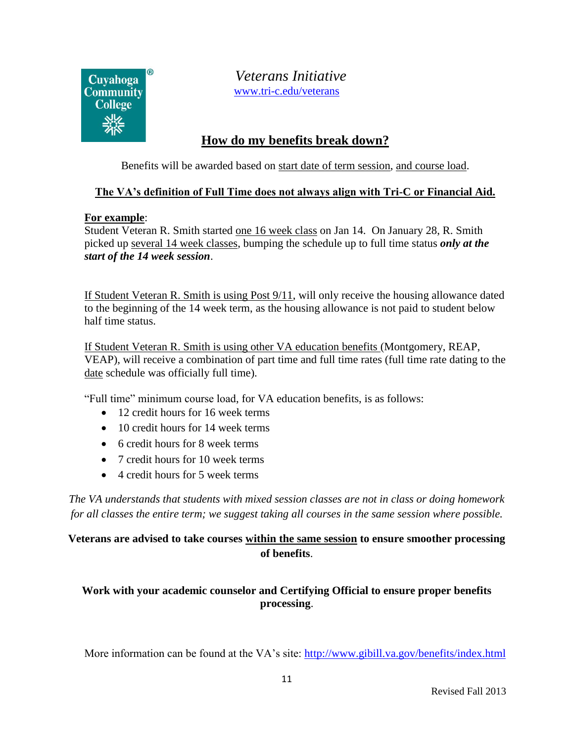*Veterans Initiative*
www.tri-c.edu/veterans

## How do my benefits break down?

Benefits will be awarded based on start date of term session, and course load.

**The VA's definition of Full Time does not always align with Tri-C or Financial Aid.**

**For example**:
Student Veteran R. Smith started one 16 week class on Jan 14. On January 28, R. Smith picked up several 14 week classes, bumping the schedule up to full time status ***only at the start of the 14 week session***.

If Student Veteran R. Smith is using Post 9/11, will only receive the housing allowance dated to the beginning of the 14 week term, as the housing allowance is not paid to student below half time status.

If Student Veteran R. Smith is using other VA education benefits (Montgomery, REAP, VEAP), will receive a combination of part time and full time rates (full time rate dating to the date schedule was officially full time).

"Full time" minimum course load, for VA education benefits, is as follows:

- 12 credit hours for 16 week terms
- 10 credit hours for 14 week terms
- 6 credit hours for 8 week terms
- 7 credit hours for 10 week terms
- 4 credit hours for 5 week terms

*The VA understands that students with mixed session classes are not in class or doing homework for all classes the entire term; we suggest taking all courses in the same session where possible.*

**Veterans are advised to take courses within the same session to ensure smoother processing of benefits**.

**Work with your academic counselor and Certifying Official to ensure proper benefits processing**.

More information can be found at the VA's site: http://www.gibill.va.gov/benefits/index.html

Revised Fall 2013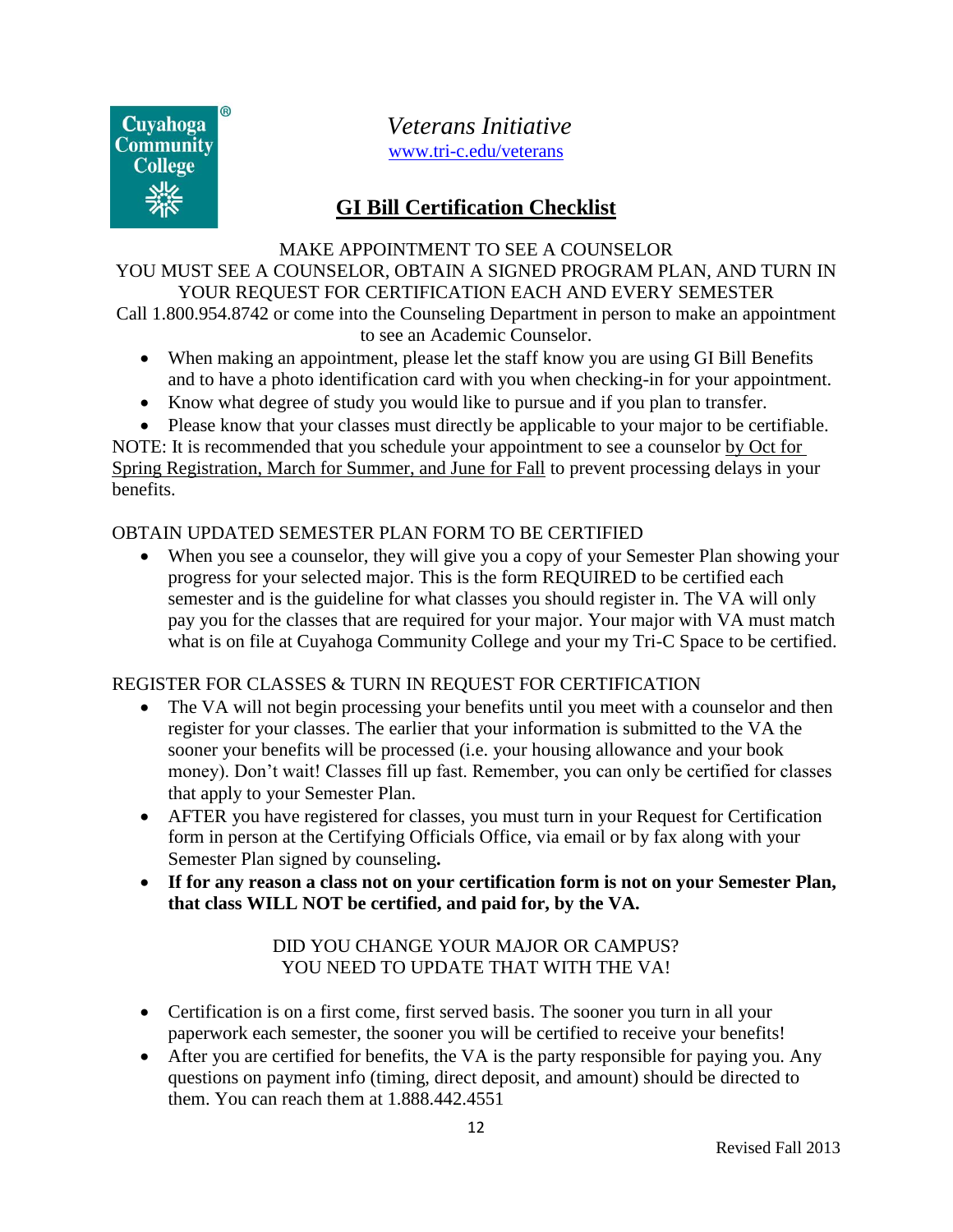Cuyahoga Community College

*Veterans Initiative*

www.tri-c.edu/veterans

# GI Bill Certification Checklist

MAKE APPOINTMENT TO SEE A COUNSELOR

YOU MUST SEE A COUNSELOR, OBTAIN A SIGNED PROGRAM PLAN, AND TURN IN YOUR REQUEST FOR CERTIFICATION EACH AND EVERY SEMESTER

Call 1.800.954.8742 or come into the Counseling Department in person to make an appointment to see an Academic Counselor.

- When making an appointment, please let the staff know you are using GI Bill Benefits and to have a photo identification card with you when checking-in for your appointment.
- Know what degree of study you would like to pursue and if you plan to transfer.
- Please know that your classes must directly be applicable to your major to be certifiable.

NOTE: It is recommended that you schedule your appointment to see a counselor by Oct for Spring Registration, March for Summer, and June for Fall to prevent processing delays in your benefits.

OBTAIN UPDATED SEMESTER PLAN FORM TO BE CERTIFIED

- When you see a counselor, they will give you a copy of your Semester Plan showing your progress for your selected major. This is the form REQUIRED to be certified each semester and is the guideline for what classes you should register in. The VA will only pay you for the classes that are required for your major. Your major with VA must match what is on file at Cuyahoga Community College and your my Tri-C Space to be certified.

REGISTER FOR CLASSES & TURN IN REQUEST FOR CERTIFICATION

- The VA will not begin processing your benefits until you meet with a counselor and then register for your classes. The earlier that your information is submitted to the VA the sooner your benefits will be processed (i.e. your housing allowance and your book money). Don't wait! Classes fill up fast. Remember, you can only be certified for classes that apply to your Semester Plan.
- AFTER you have registered for classes, you must turn in your Request for Certification form in person at the Certifying Officials Office, via email or by fax along with your Semester Plan signed by counseling**.**
- **If for any reason a class not on your certification form is not on your Semester Plan, that class WILL NOT be certified, and paid for, by the VA.**

DID YOU CHANGE YOUR MAJOR OR CAMPUS?
YOU NEED TO UPDATE THAT WITH THE VA!

- Certification is on a first come, first served basis. The sooner you turn in all your paperwork each semester, the sooner you will be certified to receive your benefits!
- After you are certified for benefits, the VA is the party responsible for paying you. Any questions on payment info (timing, direct deposit, and amount) should be directed to them. You can reach them at 1.888.442.4551

Revised Fall 2013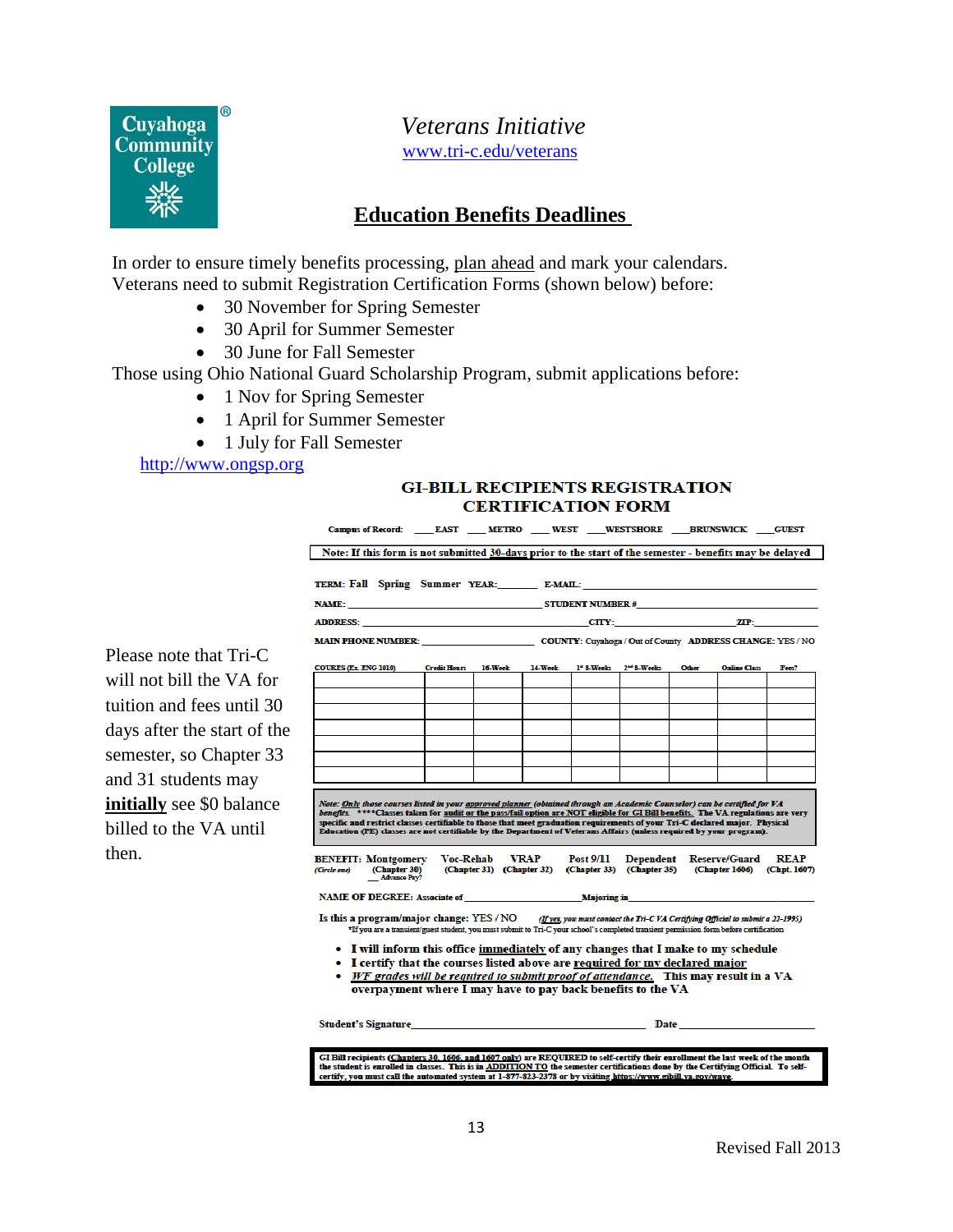Cuyahoga Community College®

*Veterans Initiative*
www.tri-c.edu/veterans

## Education Benefits Deadlines

In order to ensure timely benefits processing, plan ahead and mark your calendars. Veterans need to submit Registration Certification Forms (shown below) before:

- 30 November for Spring Semester
- 30 April for Summer Semester
- 30 June for Fall Semester

Those using Ohio National Guard Scholarship Program, submit applications before:

- 1 Nov for Spring Semester
- 1 April for Summer Semester
- 1 July for Fall Semester

http://www.ongsp.org

Please note that Tri-C will not bill the VA for tuition and fees until 30 days after the start of the semester, so Chapter 33 and 31 students may **initially** see $0 balance billed to the VA until then.

### GI-BILL RECIPIENTS REGISTRATION CERTIFICATION FORM

Campus of Record: ___EAST ___METRO ___WEST ___WESTSHORE ___BRUNSWICK ___GUEST

**Note: If this form is not submitted 30-days prior to the start of the semester - benefits may be delayed**

TERM: Fall Spring Summer YEAR:_______ E-MAIL:_______________

NAME:_______________ STUDENT NUMBER #_______________

ADDRESS:_______________ CITY:_______________ ZIP:_______

MAIN PHONE NUMBER:_______________ COUNTY: Cuyahoga / Out of County ADDRESS CHANGE: YES / NO

| COURES (Ex. ENG 1010) | Credit Hours | 16-Week | 14-Week | 1st 8-Weeks | 2nd 8-Weeks | Other | Online Class | Fees? |
|---|---|---|---|---|---|---|---|---|
| | | | | | | | | |
| | | | | | | | | |
| | | | | | | | | |
| | | | | | | | | |
| | | | | | | | | |
| | | | | | | | | |
| | | | | | | | | |

*Note: Only those courses listed in your approved planner (obtained through an Academic Counselor) can be certified for VA benefits.* ****Classes taken for audit or the pass/fail option are NOT eligible for GI Bill benefits. The VA regulations are very specific and restrict classes certifiable to those that meet graduation requirements of your Tri-C declared major. Physical Education (PE) classes are not certifiable by the Department of Veterans Affairs (unless required by your program).

BENEFIT: (Circle one) Montgomery (Chapter 30) ___ Advance Pay? Voc-Rehab (Chapter 31) VRAP (Chapter 32) Post 9/11 (Chapter 33) Dependent (Chapter 35) Reserve/Guard (Chapter 1606) REAP (Chpt. 1607)

NAME OF DEGREE: Associate of_______________ Majoring in_______________

Is this a program/major change: YES / NO (*If yes, you must contact the Tri-C VA Certifying Official to submit a 22-1995*)
*If you are a transient/guest student, you must submit to Tri-C your school's completed transient permission form before certification

- I will inform this office immediately of any changes that I make to my schedule
- I certify that the courses listed above are required for my declared major
- *WF grades will be required to submit proof of attendance.* This may result in a VA overpayment where I may have to pay back benefits to the VA

Student's Signature_______________ Date_______________

**GI Bill recipients (Chapters 30, 1606, and 1607 only) are REQUIRED to self-certify their enrollment the last week of the month the student is enrolled in classes. This is in ADDITION TO the semester certifications done by the Certifying Official. To self-certify, you must call the automated system at 1-877-823-2378 or by visiting https://www.gibill.va.gov/wave**

Revised Fall 2013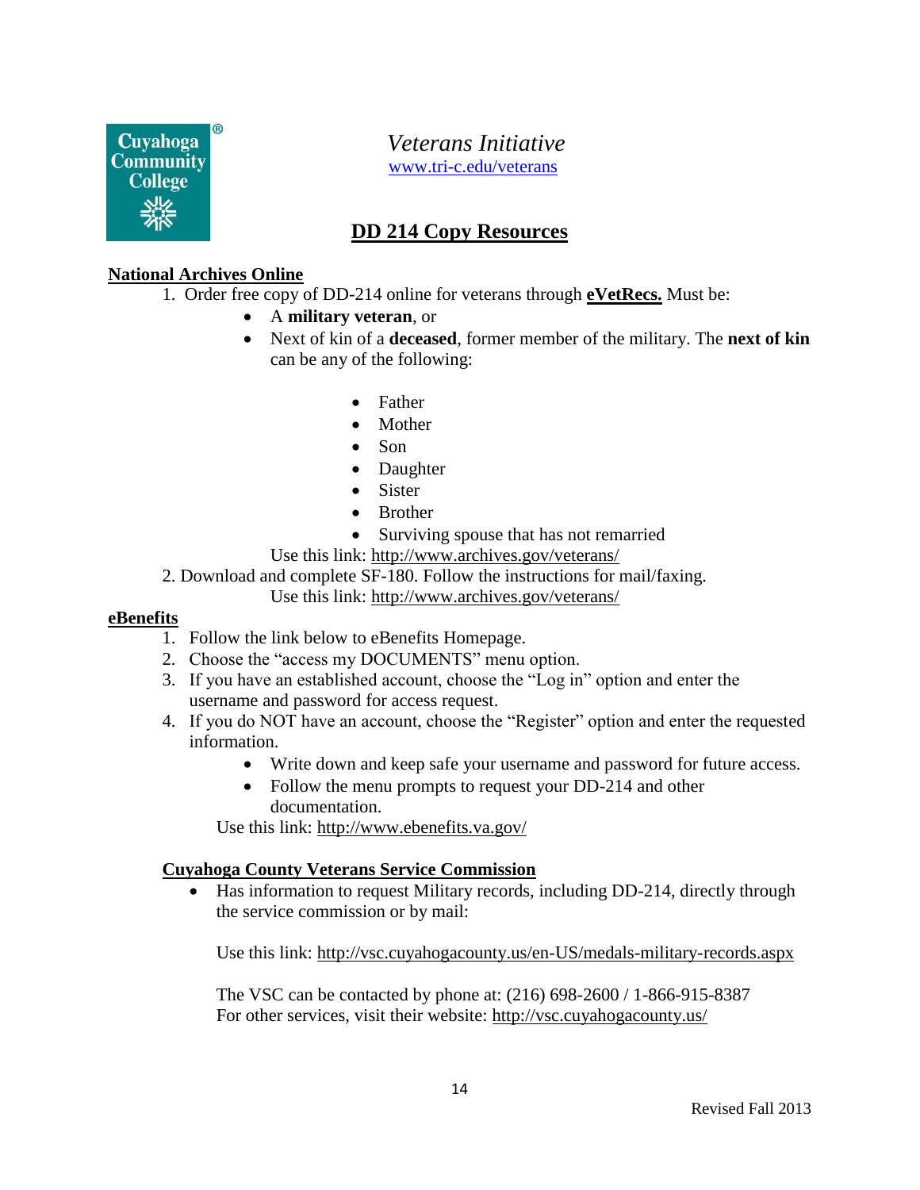Cuyahoga Community College®

*Veterans Initiative*
www.tri-c.edu/veterans

# DD 214 Copy Resources

## National Archives Online

1. Order free copy of DD-214 online for veterans through **eVetRecs.** Must be:
   - A **military veteran**, or
   - Next of kin of a **deceased**, former member of the military. The **next of kin** can be any of the following:
     - Father
     - Mother
     - Son
     - Daughter
     - Sister
     - Brother
     - Surviving spouse that has not remarried

   Use this link: http://www.archives.gov/veterans/
2. Download and complete SF-180. Follow the instructions for mail/faxing.

   Use this link: http://www.archives.gov/veterans/

## eBenefits

1. Follow the link below to eBenefits Homepage.
2. Choose the "access my DOCUMENTS" menu option.
3. If you have an established account, choose the "Log in" option and enter the username and password for access request.
4. If you do NOT have an account, choose the "Register" option and enter the requested information.
   - Write down and keep safe your username and password for future access.
   - Follow the menu prompts to request your DD-214 and other documentation.

Use this link: http://www.ebenefits.va.gov/

### Cuyahoga County Veterans Service Commission

- Has information to request Military records, including DD-214, directly through the service commission or by mail:

  Use this link: http://vsc.cuyahogacounty.us/en-US/medals-military-records.aspx

  The VSC can be contacted by phone at: (216) 698-2600 / 1-866-915-8387
  For other services, visit their website: http://vsc.cuyahogacounty.us/

Revised Fall 2013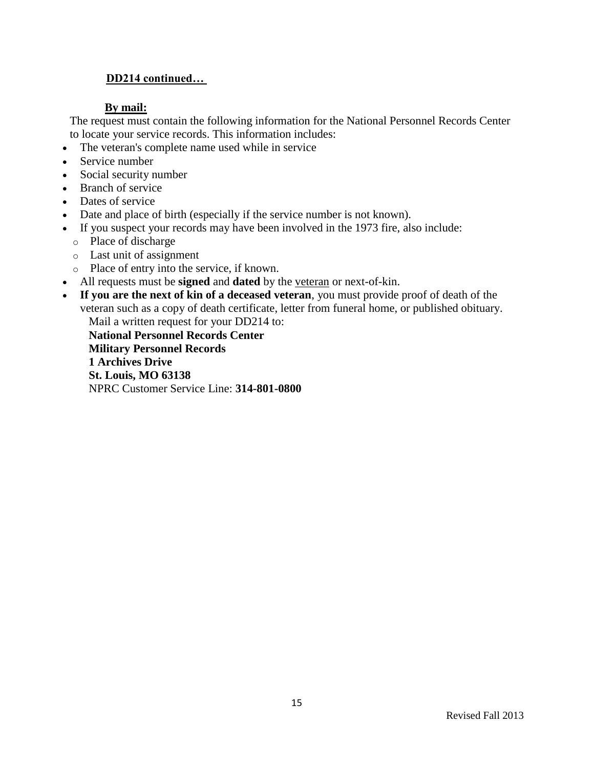**DD214 continued…**

**By mail:**

The request must contain the following information for the National Personnel Records Center to locate your service records. This information includes:

- The veteran's complete name used while in service
- Service number
- Social security number
- Branch of service
- Dates of service
- Date and place of birth (especially if the service number is not known).
- If you suspect your records may have been involved in the 1973 fire, also include:
  - Place of discharge
  - Last unit of assignment
  - Place of entry into the service, if known.
- All requests must be **signed** and **dated** by the veteran or next-of-kin.
- **If you are the next of kin of a deceased veteran**, you must provide proof of death of the veteran such as a copy of death certificate, letter from funeral home, or published obituary.

  Mail a written request for your DD214 to:

  **National Personnel Records Center**
  **Military Personnel Records**
  **1 Archives Drive**
  **St. Louis, MO 63138**
  NPRC Customer Service Line: **314-801-0800**

Revised Fall 2013